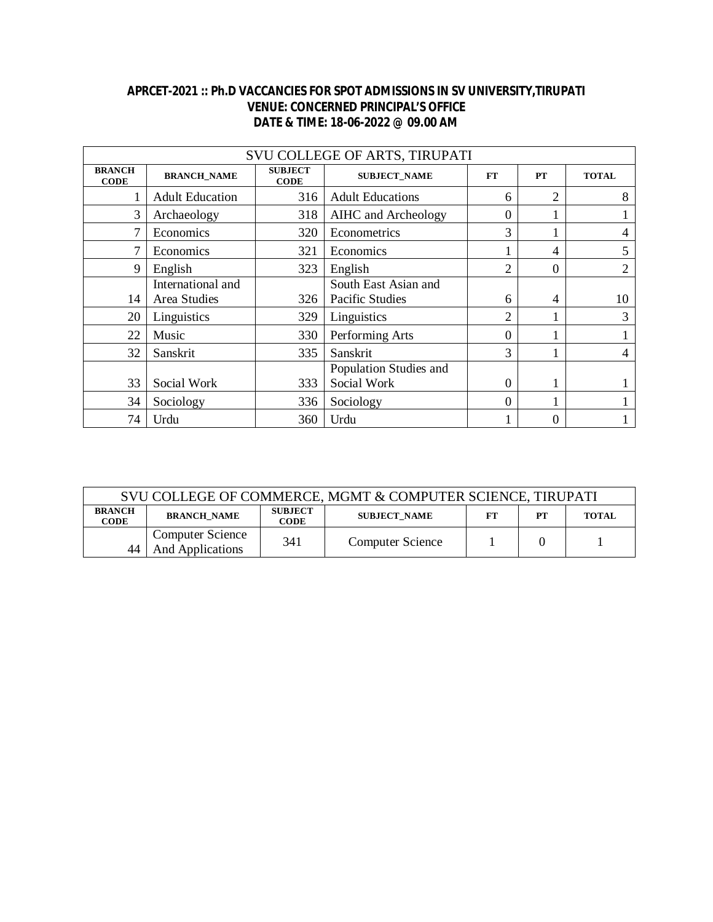**APRCET-2021 :: Ph.D VACCANCIES FOR SPOT ADMISSIONS IN SV UNIVERSITY,TIRUPATI**
**VENUE: CONCERNED PRINCIPAL'S OFFICE**
**DATE & TIME: 18-06-2022 @ 09.00 AM**

| SVU COLLEGE OF ARTS, TIRUPATI | | | | | | |
|---|---|---|---|---|---|---|
| **BRANCH CODE** | **BRANCH_NAME** | **SUBJECT CODE** | **SUBJECT_NAME** | **FT** | **PT** | **TOTAL** |
| 1 | Adult Education | 316 | Adult Educations | 6 | 2 | 8 |
| 3 | Archaeology | 318 | AIHC and Archeology | 0 | 1 | 1 |
| 7 | Economics | 320 | Econometrics | 3 | 1 | 4 |
| 7 | Economics | 321 | Economics | 1 | 4 | 5 |
| 9 | English | 323 | English | 2 | 0 | 2 |
| 14 | International and Area Studies | 326 | South East Asian and Pacific Studies | 6 | 4 | 10 |
| 20 | Linguistics | 329 | Linguistics | 2 | 1 | 3 |
| 22 | Music | 330 | Performing Arts | 0 | 1 | 1 |
| 32 | Sanskrit | 335 | Sanskrit | 3 | 1 | 4 |
| 33 | Social Work | 333 | Population Studies and Social Work | 0 | 1 | 1 |
| 34 | Sociology | 336 | Sociology | 0 | 1 | 1 |
| 74 | Urdu | 360 | Urdu | 1 | 0 | 1 |

| SVU COLLEGE OF COMMERCE, MGMT & COMPUTER SCIENCE, TIRUPATI | | | | | | |
|---|---|---|---|---|---|---|
| **BRANCH CODE** | **BRANCH_NAME** | **SUBJECT CODE** | **SUBJECT_NAME** | **FT** | **PT** | **TOTAL** |
| 44 | Computer Science And Applications | 341 | Computer Science | 1 | 0 | 1 |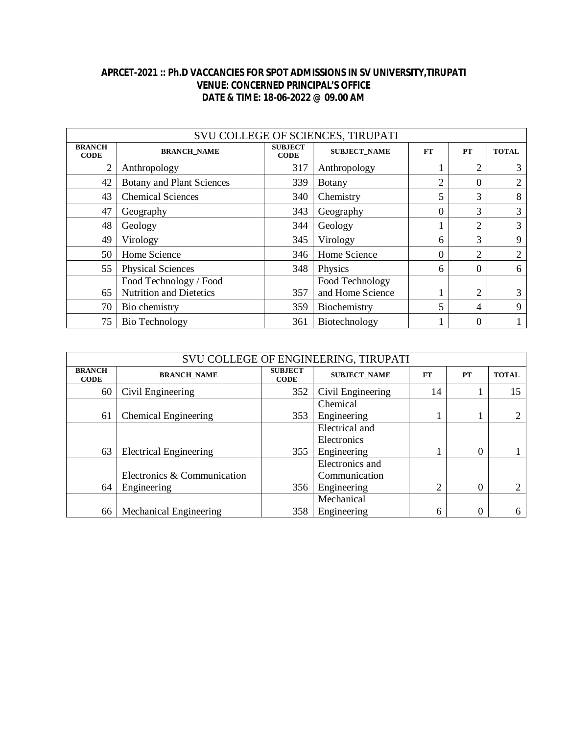**APRCET-2021 :: Ph.D VACCANCIES FOR SPOT ADMISSIONS IN SV UNIVERSITY,TIRUPATI**
**VENUE: CONCERNED PRINCIPAL'S OFFICE**
**DATE & TIME: 18-06-2022 @ 09.00 AM**

| SVU COLLEGE OF SCIENCES, TIRUPATI | | | | | | |
|---|---|---|---|---|---|---|
| **BRANCH CODE** | **BRANCH_NAME** | **SUBJECT CODE** | **SUBJECT_NAME** | **FT** | **PT** | **TOTAL** |
| 2 | Anthropology | 317 | Anthropology | 1 | 2 | 3 |
| 42 | Botany and Plant Sciences | 339 | Botany | 2 | 0 | 2 |
| 43 | Chemical Sciences | 340 | Chemistry | 5 | 3 | 8 |
| 47 | Geography | 343 | Geography | 0 | 3 | 3 |
| 48 | Geology | 344 | Geology | 1 | 2 | 3 |
| 49 | Virology | 345 | Virology | 6 | 3 | 9 |
| 50 | Home Science | 346 | Home Science | 0 | 2 | 2 |
| 55 | Physical Sciences | 348 | Physics | 6 | 0 | 6 |
| 65 | Food Technology / Food Nutrition and Dietetics | 357 | Food Technology and Home Science | 1 | 2 | 3 |
| 70 | Bio chemistry | 359 | Biochemistry | 5 | 4 | 9 |
| 75 | Bio Technology | 361 | Biotechnology | 1 | 0 | 1 |

| SVU COLLEGE OF ENGINEERING, TIRUPATI | | | | | | |
|---|---|---|---|---|---|---|
| **BRANCH CODE** | **BRANCH_NAME** | **SUBJECT CODE** | **SUBJECT_NAME** | **FT** | **PT** | **TOTAL** |
| 60 | Civil Engineering | 352 | Civil Engineering | 14 | 1 | 15 |
| 61 | Chemical Engineering | 353 | Chemical Engineering | 1 | 1 | 2 |
| 63 | Electrical Engineering | 355 | Electrical and Electronics Engineering | 1 | 0 | 1 |
| 64 | Electronics & Communication Engineering | 356 | Electronics and Communication Engineering | 2 | 0 | 2 |
| 66 | Mechanical Engineering | 358 | Mechanical Engineering | 6 | 0 | 6 |